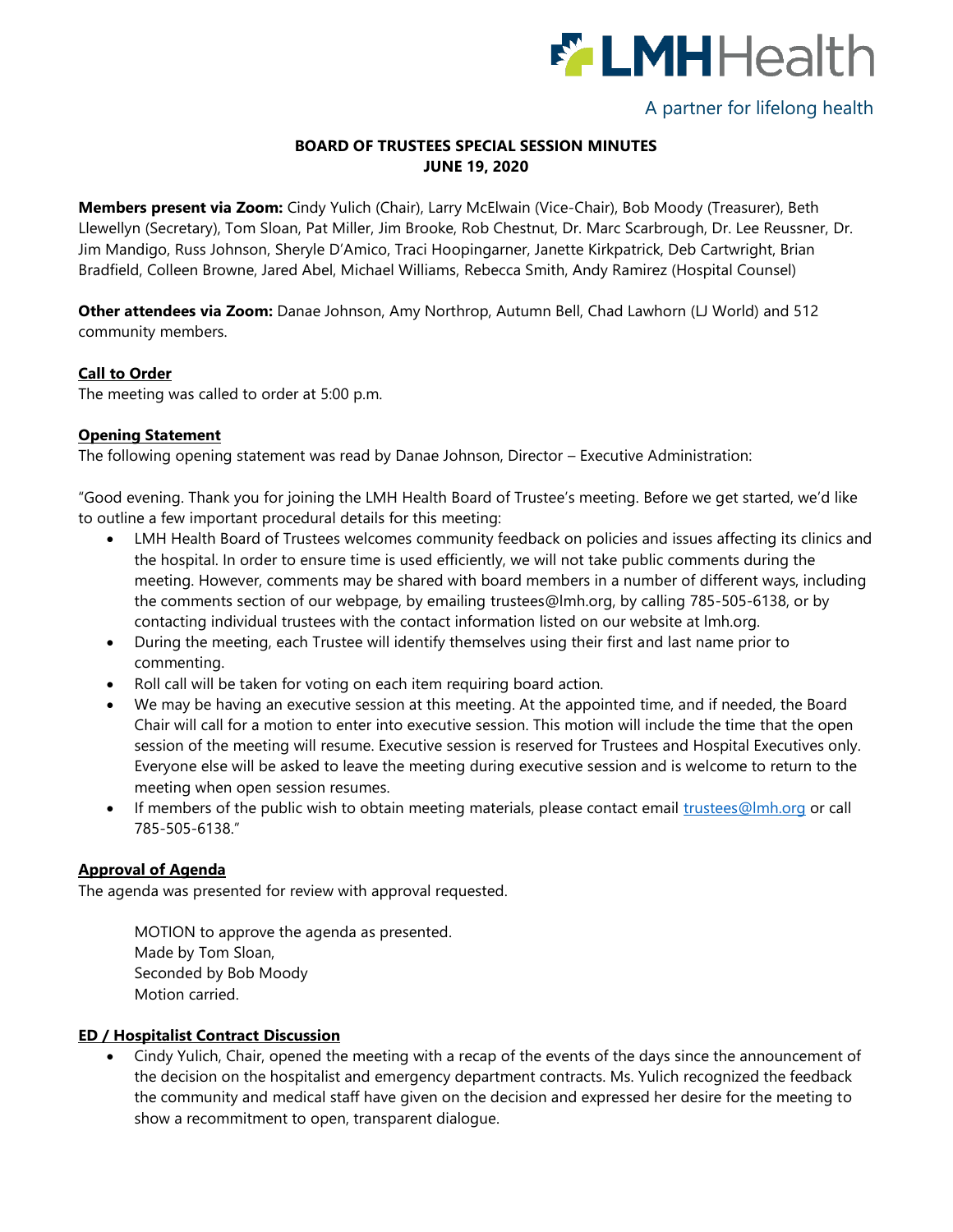LMHHealth

A partner for lifelong health

# BOARD OF TRUSTEES SPECIAL SESSION MINUTES
## JUNE 19, 2020

**Members present via Zoom:** Cindy Yulich (Chair), Larry McElwain (Vice-Chair), Bob Moody (Treasurer), Beth Llewellyn (Secretary), Tom Sloan, Pat Miller, Jim Brooke, Rob Chestnut, Dr. Marc Scarbrough, Dr. Lee Reussner, Dr. Jim Mandigo, Russ Johnson, Sheryle D'Amico, Traci Hoopingarner, Janette Kirkpatrick, Deb Cartwright, Brian Bradfield, Colleen Browne, Jared Abel, Michael Williams, Rebecca Smith, Andy Ramirez (Hospital Counsel)

**Other attendees via Zoom:** Danae Johnson, Amy Northrop, Autumn Bell, Chad Lawhorn (LJ World) and 512 community members.

### Call to Order

The meeting was called to order at 5:00 p.m.

### Opening Statement

The following opening statement was read by Danae Johnson, Director – Executive Administration:

"Good evening. Thank you for joining the LMH Health Board of Trustee's meeting. Before we get started, we'd like to outline a few important procedural details for this meeting:

- LMH Health Board of Trustees welcomes community feedback on policies and issues affecting its clinics and the hospital. In order to ensure time is used efficiently, we will not take public comments during the meeting. However, comments may be shared with board members in a number of different ways, including the comments section of our webpage, by emailing trustees@lmh.org, by calling 785-505-6138, or by contacting individual trustees with the contact information listed on our website at lmh.org.
- During the meeting, each Trustee will identify themselves using their first and last name prior to commenting.
- Roll call will be taken for voting on each item requiring board action.
- We may be having an executive session at this meeting. At the appointed time, and if needed, the Board Chair will call for a motion to enter into executive session. This motion will include the time that the open session of the meeting will resume. Executive session is reserved for Trustees and Hospital Executives only. Everyone else will be asked to leave the meeting during executive session and is welcome to return to the meeting when open session resumes.
- If members of the public wish to obtain meeting materials, please contact email trustees@lmh.org or call 785-505-6138."

### Approval of Agenda

The agenda was presented for review with approval requested.

> MOTION to approve the agenda as presented.
> Made by Tom Sloan,
> Seconded by Bob Moody
> Motion carried.

### ED / Hospitalist Contract Discussion

- Cindy Yulich, Chair, opened the meeting with a recap of the events of the days since the announcement of the decision on the hospitalist and emergency department contracts. Ms. Yulich recognized the feedback the community and medical staff have given on the decision and expressed her desire for the meeting to show a recommitment to open, transparent dialogue.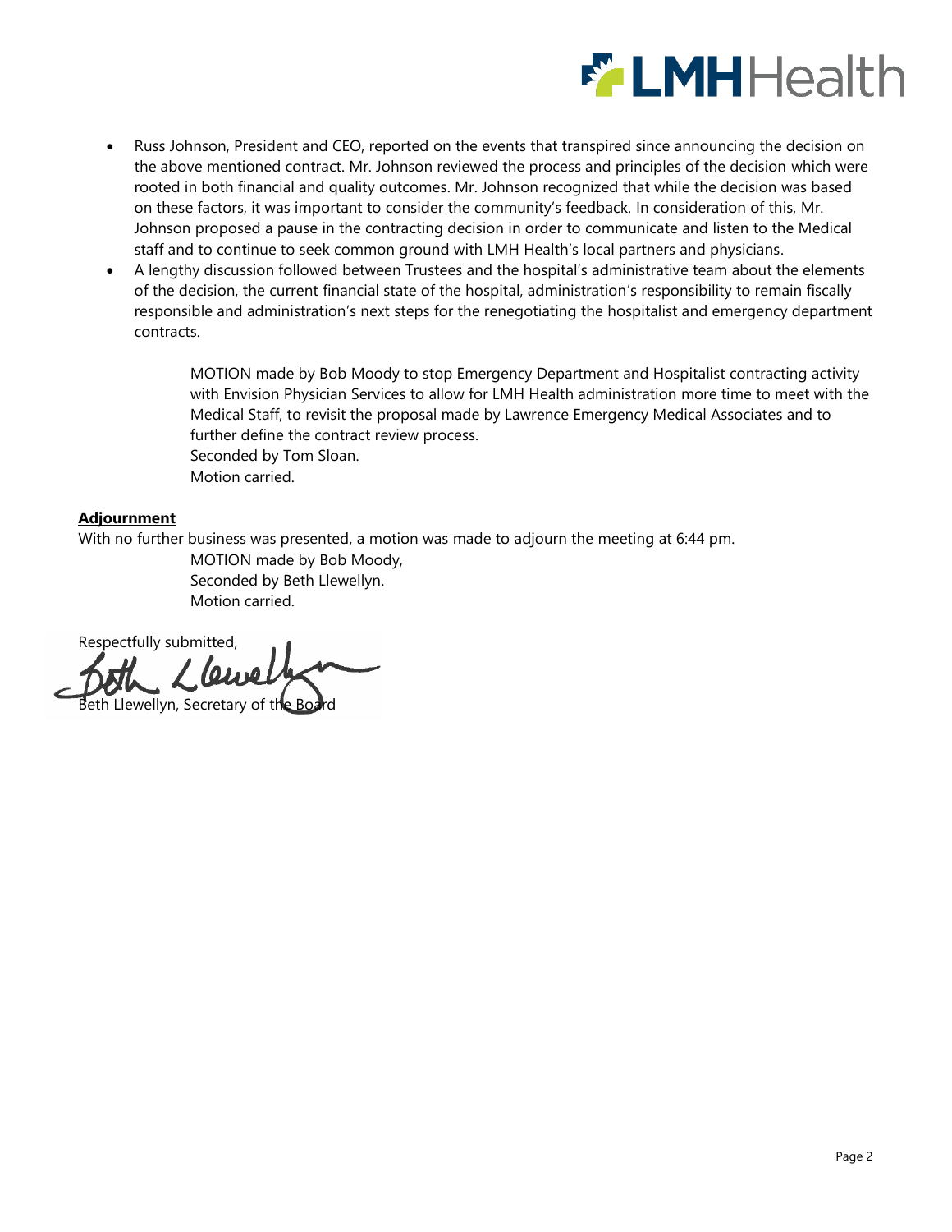- Russ Johnson, President and CEO, reported on the events that transpired since announcing the decision on the above mentioned contract. Mr. Johnson reviewed the process and principles of the decision which were rooted in both financial and quality outcomes. Mr. Johnson recognized that while the decision was based on these factors, it was important to consider the community's feedback. In consideration of this, Mr. Johnson proposed a pause in the contracting decision in order to communicate and listen to the Medical staff and to continue to seek common ground with LMH Health's local partners and physicians.
- A lengthy discussion followed between Trustees and the hospital's administrative team about the elements of the decision, the current financial state of the hospital, administration's responsibility to remain fiscally responsible and administration's next steps for the renegotiating the hospitalist and emergency department contracts.

> MOTION made by Bob Moody to stop Emergency Department and Hospitalist contracting activity with Envision Physician Services to allow for LMH Health administration more time to meet with the Medical Staff, to revisit the proposal made by Lawrence Emergency Medical Associates and to further define the contract review process.
> Seconded by Tom Sloan.
> Motion carried.

**Adjournment**

With no further business was presented, a motion was made to adjourn the meeting at 6:44 pm.

> MOTION made by Bob Moody,
> Seconded by Beth Llewellyn.
> Motion carried.

Respectfully submitted,

Beth Llewellyn, Secretary of the Board